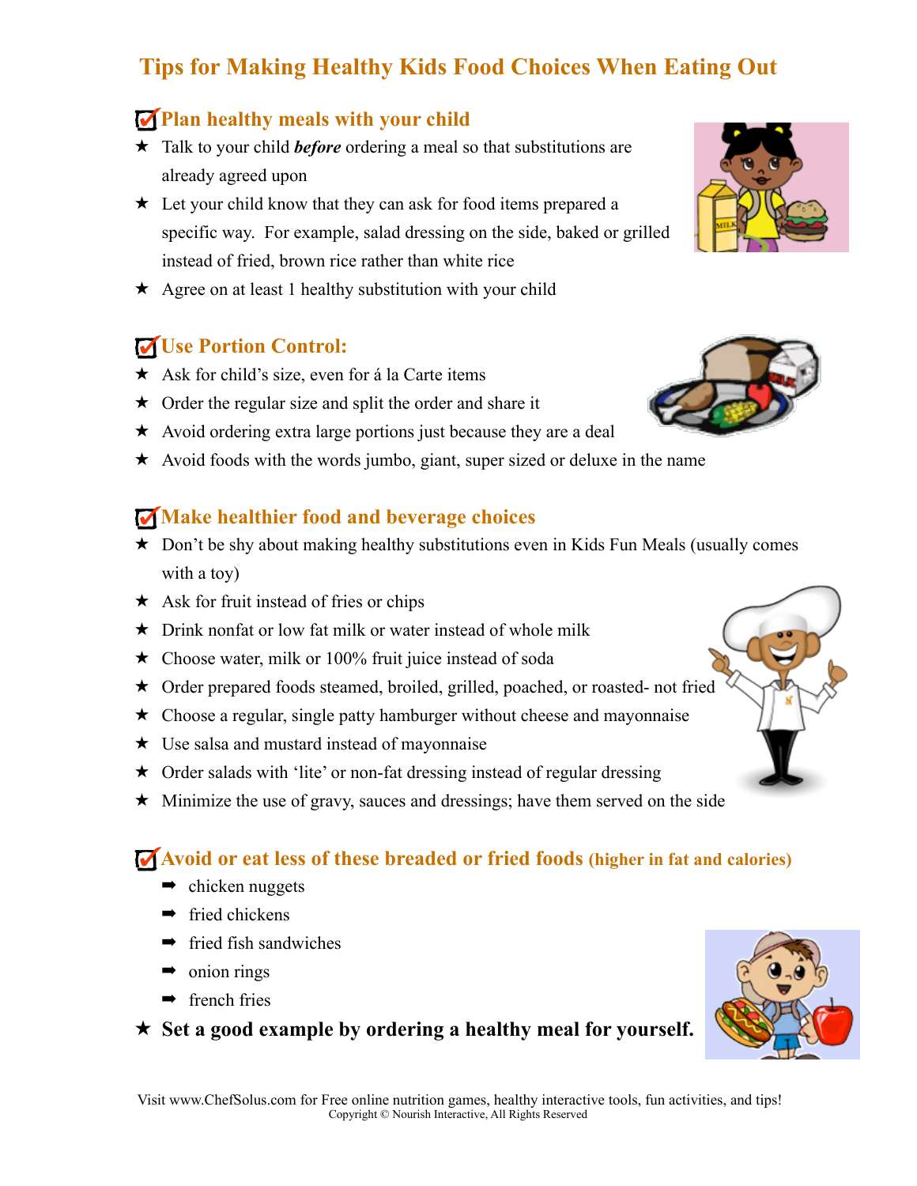# Tips for Making Healthy Kids Food Choices When Eating Out

## Plan healthy meals with your child

- Talk to your child ***before*** ordering a meal so that substitutions are already agreed upon
- Let your child know that they can ask for food items prepared a specific way. For example, salad dressing on the side, baked or grilled instead of fried, brown rice rather than white rice
- Agree on at least 1 healthy substitution with your child

## Use Portion Control:

- Ask for child's size, even for á la Carte items
- Order the regular size and split the order and share it
- Avoid ordering extra large portions just because they are a deal
- Avoid foods with the words jumbo, giant, super sized or deluxe in the name

## Make healthier food and beverage choices

- Don't be shy about making healthy substitutions even in Kids Fun Meals (usually comes with a toy)
- Ask for fruit instead of fries or chips
- Drink nonfat or low fat milk or water instead of whole milk
- Choose water, milk or 100% fruit juice instead of soda
- Order prepared foods steamed, broiled, grilled, poached, or roasted- not fried
- Choose a regular, single patty hamburger without cheese and mayonnaise
- Use salsa and mustard instead of mayonnaise
- Order salads with 'lite' or non-fat dressing instead of regular dressing
- Minimize the use of gravy, sauces and dressings; have them served on the side

## Avoid or eat less of these breaded or fried foods (higher in fat and calories)

- chicken nuggets
- fried chickens
- fried fish sandwiches
- onion rings
- french fries

- **Set a good example by ordering a healthy meal for yourself.**

Visit www.ChefSolus.com for Free online nutrition games, healthy interactive tools, fun activities, and tips!
Copyright © Nourish Interactive, All Rights Reserved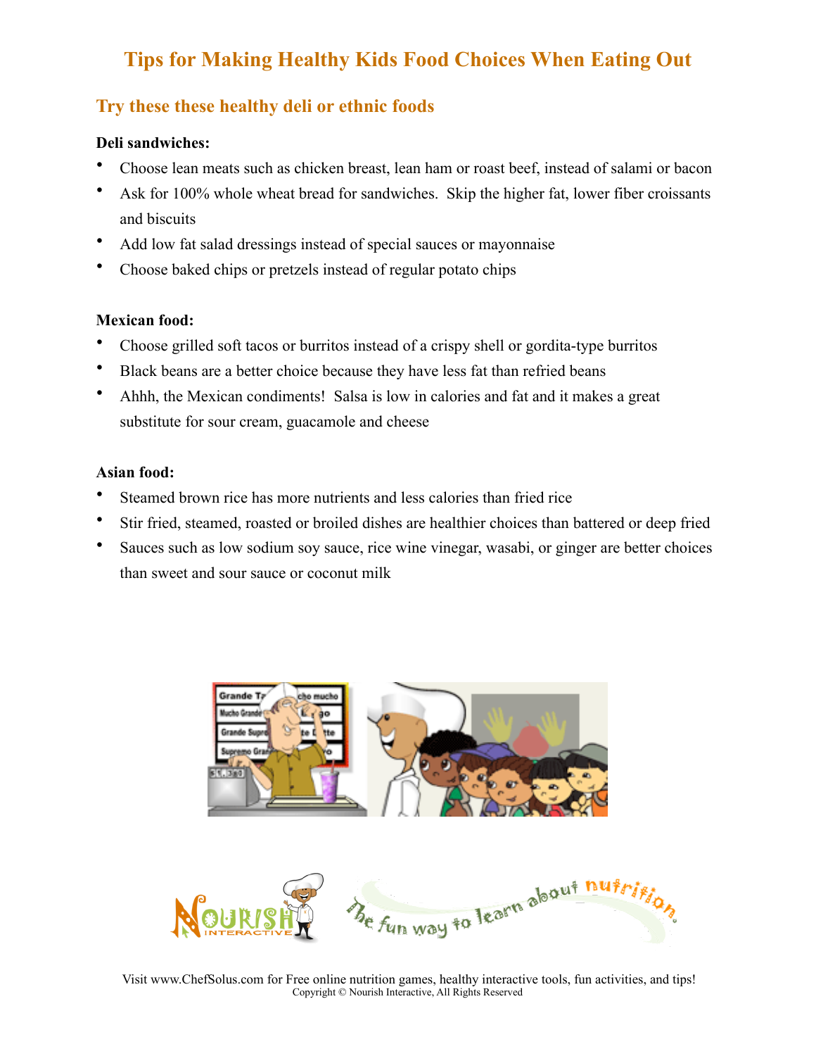# Tips for Making Healthy Kids Food Choices When Eating Out

## Try these these healthy deli or ethnic foods

**Deli sandwiches:**

- Choose lean meats such as chicken breast, lean ham or roast beef, instead of salami or bacon
- Ask for 100% whole wheat bread for sandwiches. Skip the higher fat, lower fiber croissants and biscuits
- Add low fat salad dressings instead of special sauces or mayonnaise
- Choose baked chips or pretzels instead of regular potato chips

**Mexican food:**

- Choose grilled soft tacos or burritos instead of a crispy shell or gordita-type burritos
- Black beans are a better choice because they have less fat than refried beans
- Ahhh, the Mexican condiments! Salsa is low in calories and fat and it makes a great substitute for sour cream, guacamole and cheese

**Asian food:**

- Steamed brown rice has more nutrients and less calories than fried rice
- Stir fried, steamed, roasted or broiled dishes are healthier choices than battered or deep fried
- Sauces such as low sodium soy sauce, rice wine vinegar, wasabi, or ginger are better choices than sweet and sour sauce or coconut milk

Nourish Interactive — The fun way to learn about nutrition.

Visit www.ChefSolus.com for Free online nutrition games, healthy interactive tools, fun activities, and tips!
Copyright © Nourish Interactive, All Rights Reserved